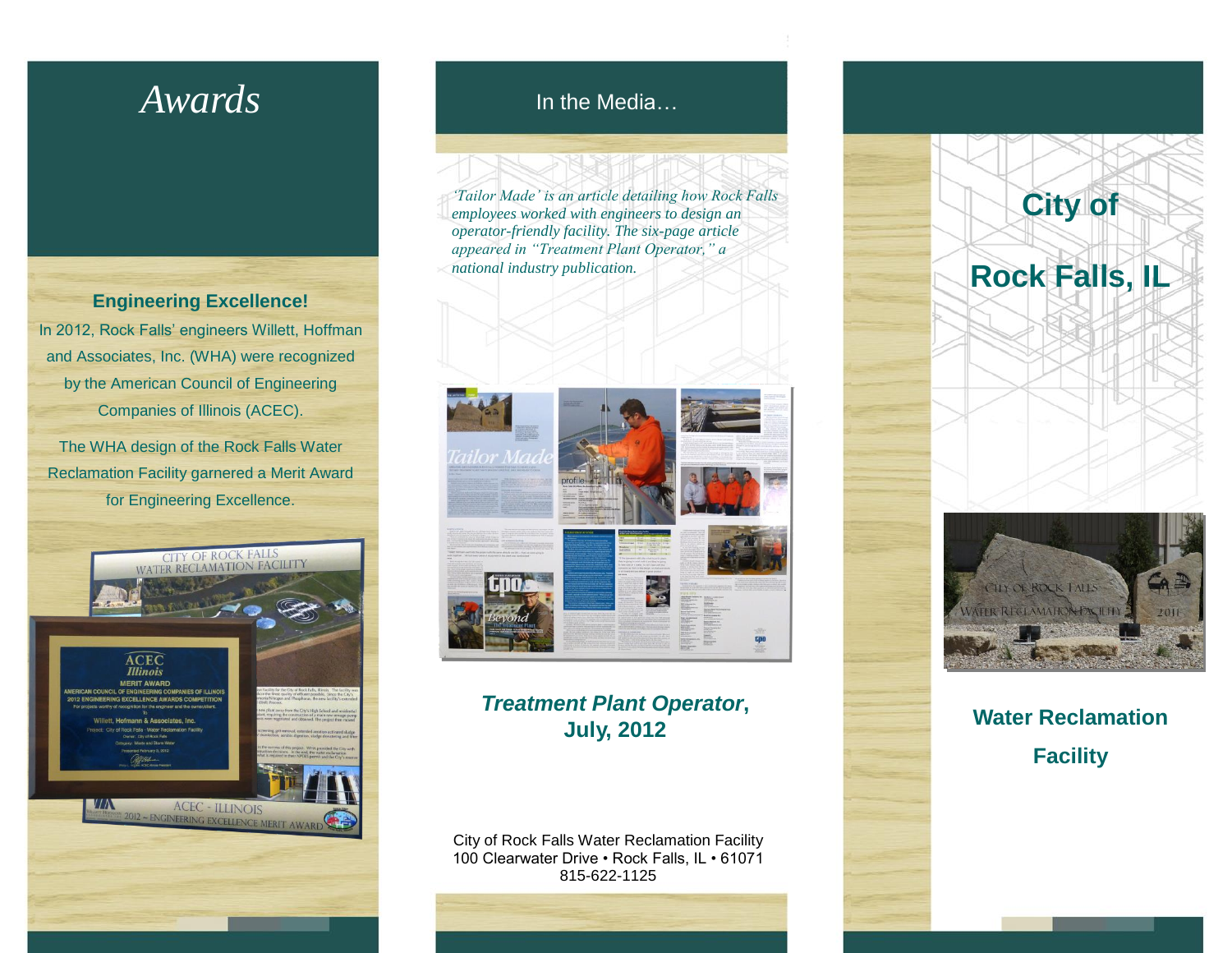# Awards

**Engineering Excellence!**

In 2012, Rock Falls' engineers Willett, Hoffman and Associates, Inc. (WHA) were recognized by the American Council of Engineering Companies of Illinois (ACEC).

The WHA design of the Rock Falls Water Reclamation Facility garnered a Merit Award for Engineering Excellence.

## In the Media…

*'Tailor Made' is an article detailing how Rock Falls employees worked with engineers to design an operator-friendly facility. The six-page article appeared in "Treatment Plant Operator," a national industry publication.*

***Treatment Plant Operator*, July, 2012**

City of Rock Falls Water Reclamation Facility
100 Clearwater Drive • Rock Falls, IL • 61071
815-622-1125

# City of Rock Falls, IL

## Water Reclamation Facility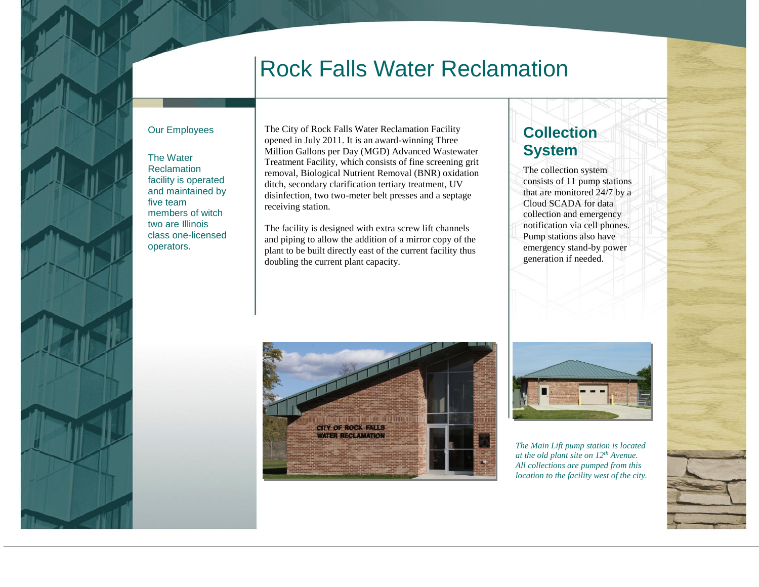# Rock Falls Water Reclamation

Our Employees

The Water Reclamation facility is operated and maintained by five team members of witch two are Illinois class one-licensed operators.

The City of Rock Falls Water Reclamation Facility opened in July 2011. It is an award-winning Three Million Gallons per Day (MGD) Advanced Wastewater Treatment Facility, which consists of fine screening grit removal, Biological Nutrient Removal (BNR) oxidation ditch, secondary clarification tertiary treatment, UV disinfection, two two-meter belt presses and a septage receiving station.

The facility is designed with extra screw lift channels and piping to allow the addition of a mirror copy of the plant to be built directly east of the current facility thus doubling the current plant capacity.

## Collection System

The collection system consists of 11 pump stations that are monitored 24/7 by a Cloud SCADA for data collection and emergency notification via cell phones. Pump stations also have emergency stand-by power generation if needed.

*The Main Lift pump station is located at the old plant site on 12th Avenue. All collections are pumped from this location to the facility west of the city.*